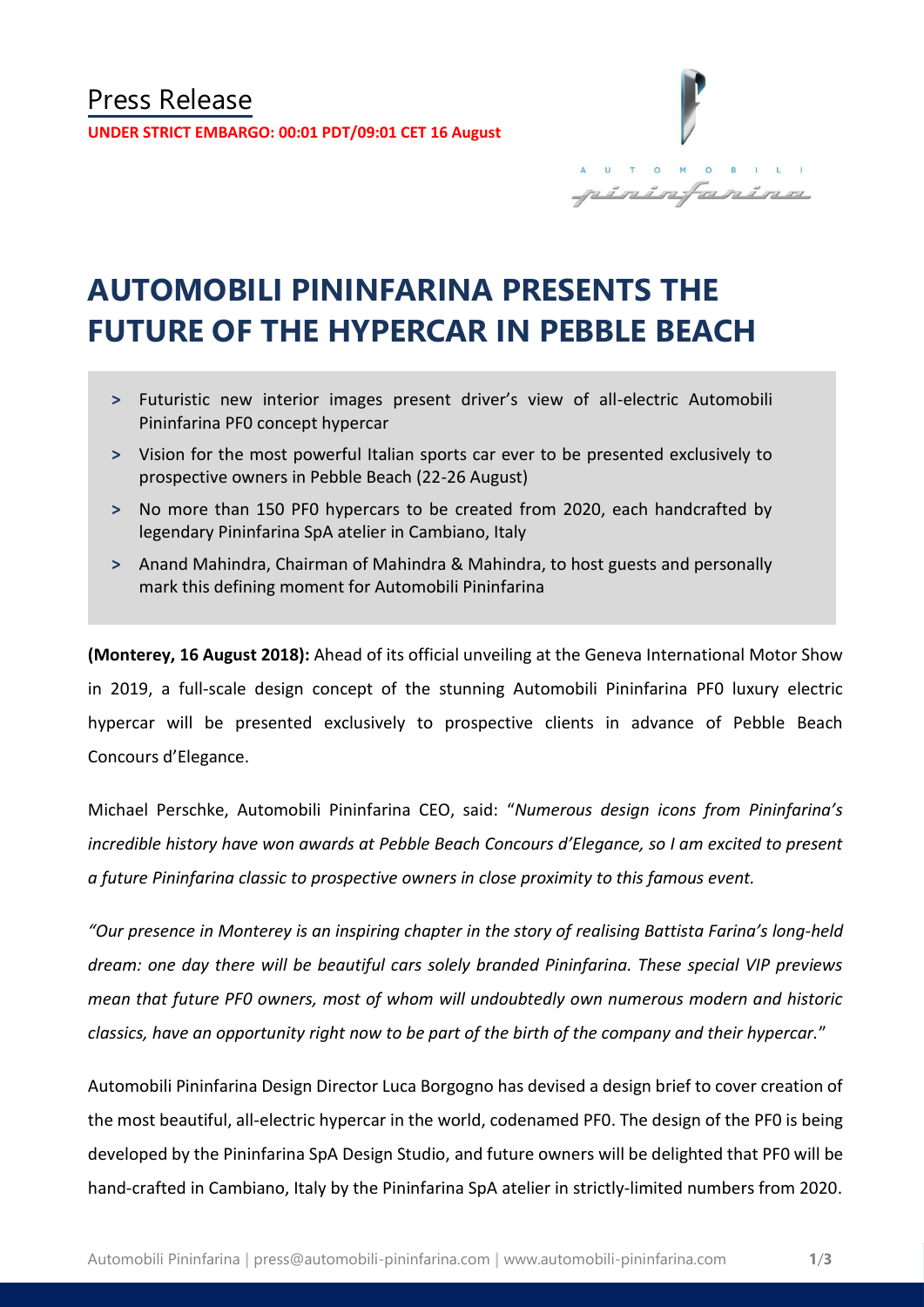# Press Release

**UNDER STRICT EMBARGO: 00:01 PDT/09:01 CET 16 August**

AUTOMOBILI pininfarina

# AUTOMOBILI PININFARINA PRESENTS THE FUTURE OF THE HYPERCAR IN PEBBLE BEACH

> Futuristic new interior images present driver's view of all-electric Automobili Pininfarina PF0 concept hypercar

> Vision for the most powerful Italian sports car ever to be presented exclusively to prospective owners in Pebble Beach (22-26 August)

> No more than 150 PF0 hypercars to be created from 2020, each handcrafted by legendary Pininfarina SpA atelier in Cambiano, Italy

> Anand Mahindra, Chairman of Mahindra & Mahindra, to host guests and personally mark this defining moment for Automobili Pininfarina

**(Monterey, 16 August 2018):** Ahead of its official unveiling at the Geneva International Motor Show in 2019, a full-scale design concept of the stunning Automobili Pininfarina PF0 luxury electric hypercar will be presented exclusively to prospective clients in advance of Pebble Beach Concours d'Elegance.

Michael Perschke, Automobili Pininfarina CEO, said: "*Numerous design icons from Pininfarina's incredible history have won awards at Pebble Beach Concours d'Elegance, so I am excited to present a future Pininfarina classic to prospective owners in close proximity to this famous event.*

*"Our presence in Monterey is an inspiring chapter in the story of realising Battista Farina's long-held dream: one day there will be beautiful cars solely branded Pininfarina. These special VIP previews mean that future PF0 owners, most of whom will undoubtedly own numerous modern and historic classics, have an opportunity right now to be part of the birth of the company and their hypercar.*"

Automobili Pininfarina Design Director Luca Borgogno has devised a design brief to cover creation of the most beautiful, all-electric hypercar in the world, codenamed PF0. The design of the PF0 is being developed by the Pininfarina SpA Design Studio, and future owners will be delighted that PF0 will be hand-crafted in Cambiano, Italy by the Pininfarina SpA atelier in strictly-limited numbers from 2020.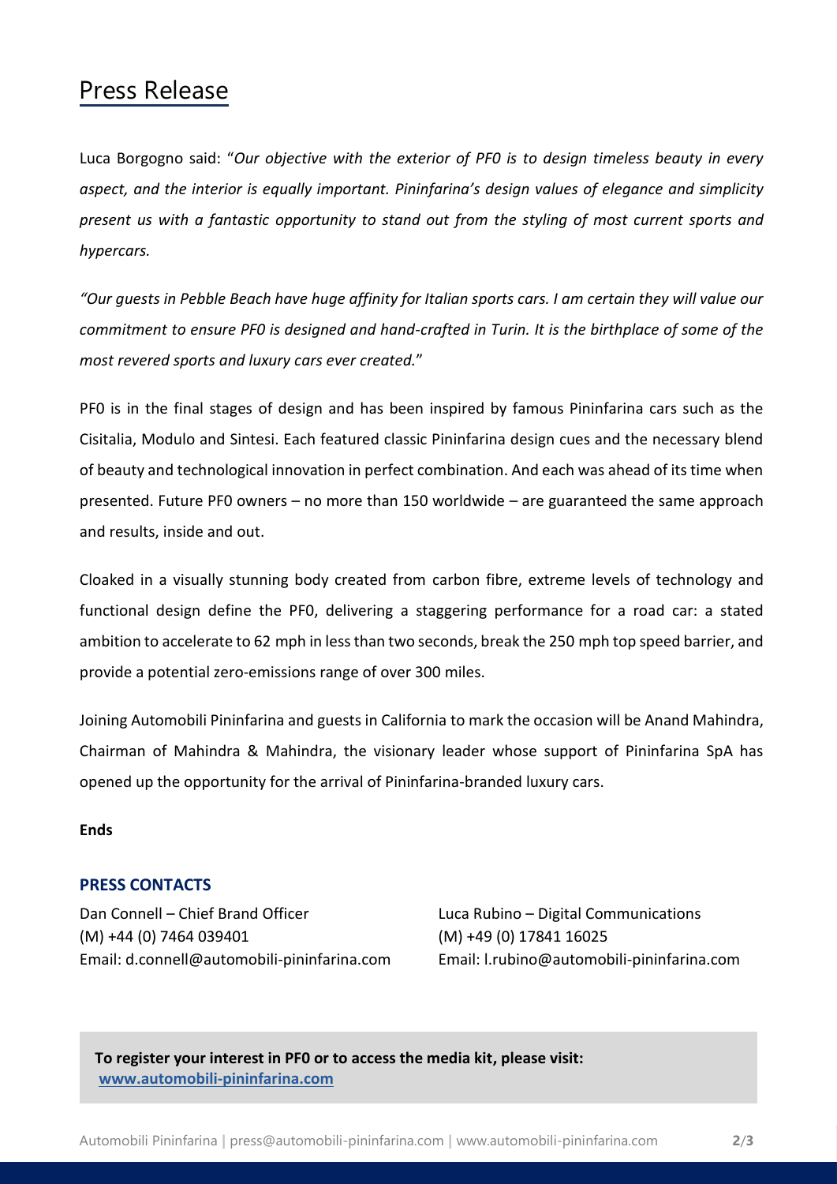# Press Release

Luca Borgogno said: "*Our objective with the exterior of PF0 is to design timeless beauty in every aspect, and the interior is equally important. Pininfarina's design values of elegance and simplicity present us with a fantastic opportunity to stand out from the styling of most current sports and hypercars.*

*"Our guests in Pebble Beach have huge affinity for Italian sports cars. I am certain they will value our commitment to ensure PF0 is designed and hand-crafted in Turin. It is the birthplace of some of the most revered sports and luxury cars ever created.*"

PF0 is in the final stages of design and has been inspired by famous Pininfarina cars such as the Cisitalia, Modulo and Sintesi. Each featured classic Pininfarina design cues and the necessary blend of beauty and technological innovation in perfect combination. And each was ahead of its time when presented. Future PF0 owners – no more than 150 worldwide – are guaranteed the same approach and results, inside and out.

Cloaked in a visually stunning body created from carbon fibre, extreme levels of technology and functional design define the PF0, delivering a staggering performance for a road car: a stated ambition to accelerate to 62 mph in less than two seconds, break the 250 mph top speed barrier, and provide a potential zero-emissions range of over 300 miles.

Joining Automobili Pininfarina and guests in California to mark the occasion will be Anand Mahindra, Chairman of Mahindra & Mahindra, the visionary leader whose support of Pininfarina SpA has opened up the opportunity for the arrival of Pininfarina-branded luxury cars.

**Ends**

### PRESS CONTACTS

Dan Connell – Chief Brand Officer
(M) +44 (0) 7464 039401
Email: d.connell@automobili-pininfarina.com

Luca Rubino – Digital Communications
(M) +49 (0) 17841 16025
Email: l.rubino@automobili-pininfarina.com

**To register your interest in PF0 or to access the media kit, please visit:**
**www.automobili-pininfarina.com**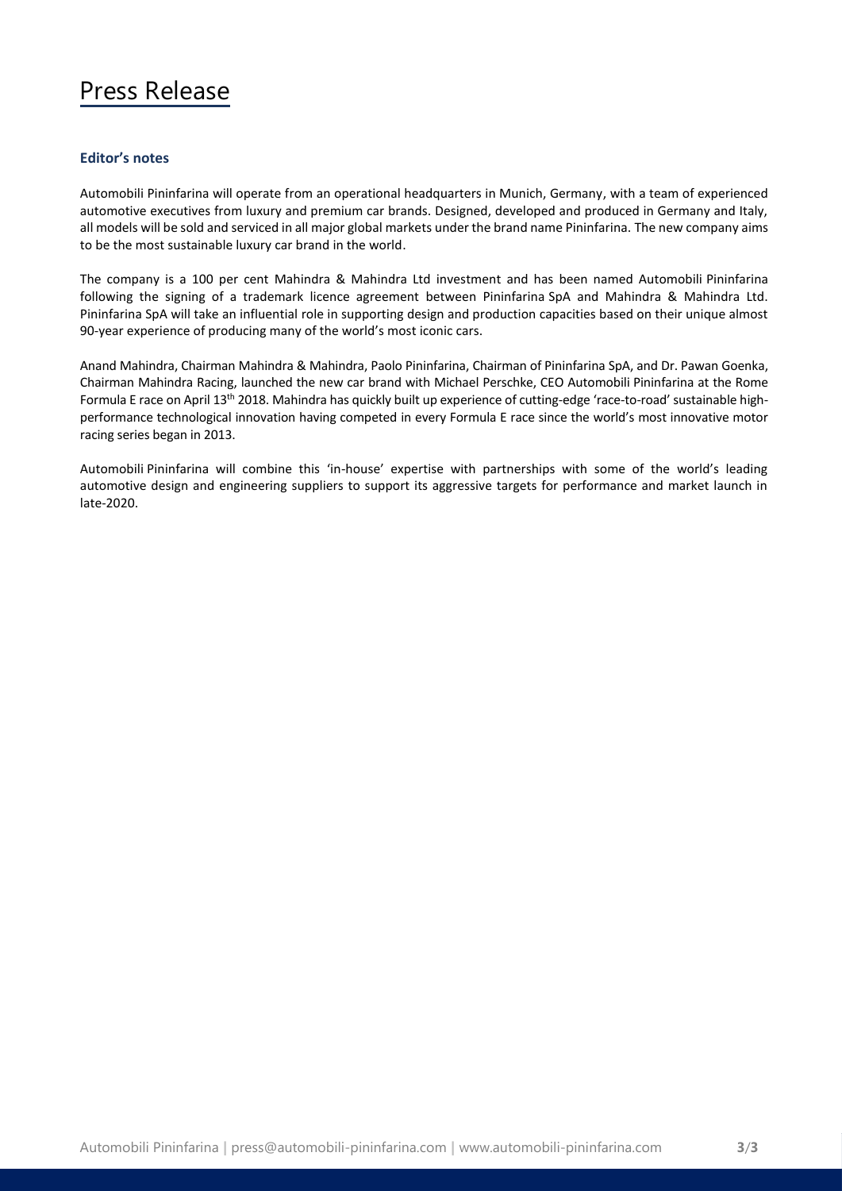# Press Release

### Editor's notes

Automobili Pininfarina will operate from an operational headquarters in Munich, Germany, with a team of experienced automotive executives from luxury and premium car brands. Designed, developed and produced in Germany and Italy, all models will be sold and serviced in all major global markets under the brand name Pininfarina. The new company aims to be the most sustainable luxury car brand in the world.

The company is a 100 per cent Mahindra & Mahindra Ltd investment and has been named Automobili Pininfarina following the signing of a trademark licence agreement between Pininfarina SpA and Mahindra & Mahindra Ltd. Pininfarina SpA will take an influential role in supporting design and production capacities based on their unique almost 90-year experience of producing many of the world's most iconic cars.

Anand Mahindra, Chairman Mahindra & Mahindra, Paolo Pininfarina, Chairman of Pininfarina SpA, and Dr. Pawan Goenka, Chairman Mahindra Racing, launched the new car brand with Michael Perschke, CEO Automobili Pininfarina at the Rome Formula E race on April 13th 2018. Mahindra has quickly built up experience of cutting-edge 'race-to-road' sustainable high-performance technological innovation having competed in every Formula E race since the world's most innovative motor racing series began in 2013.

Automobili Pininfarina will combine this 'in-house' expertise with partnerships with some of the world's leading automotive design and engineering suppliers to support its aggressive targets for performance and market launch in late-2020.

Automobili Pininfarina | press@automobili-pininfarina.com | www.automobili-pininfarina.com